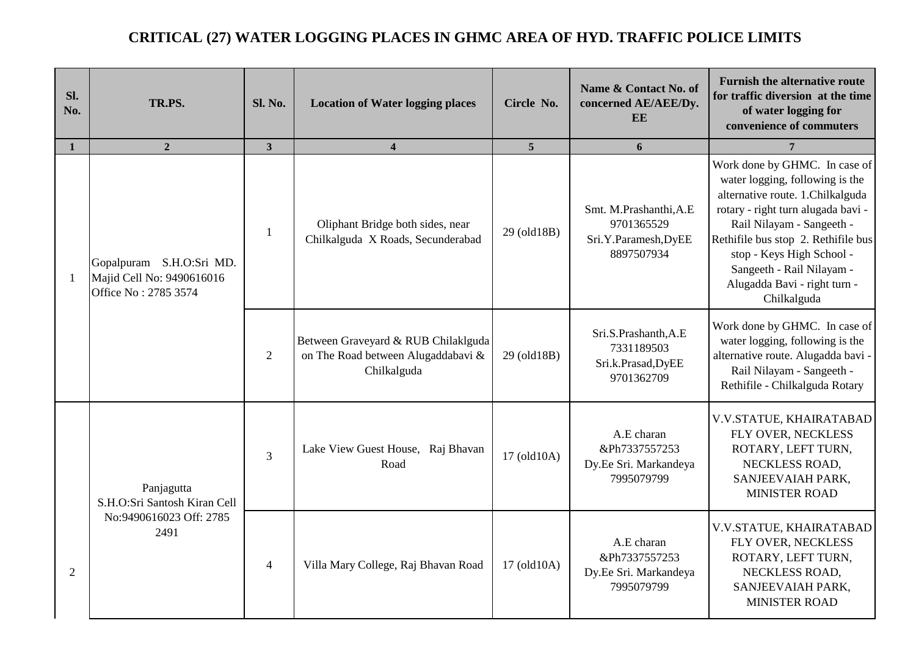# CRITICAL (27) WATER LOGGING PLACES IN GHMC AREA OF HYD. TRAFFIC POLICE LIMITS

| Sl. No. | TR.PS. | Sl. No. | Location of Water logging places | Circle No. | Name & Contact No. of concerned AE/AEE/Dy. EE | Furnish the alternative route for traffic diversion at the time of water logging for convenience of commuters |
|---|---|---|---|---|---|---|
| 1 | 2 | 3 | 4 | 5 | 6 | 7 |
| 1 | Gopalpuram S.H.O:Sri MD. Majid Cell No: 9490616016 Office No : 2785 3574 | 1 | Oliphant Bridge both sides, near Chilkalguda X Roads, Secunderabad | 29 (old18B) | Smt. M.Prashanthi,A.E 9701365529 Sri.Y.Paramesh,DyEE 8897507934 | Work done by GHMC. In case of water logging, following is the alternative route. 1.Chilkalguda rotary - right turn alugada bavi - Rail Nilayam - Sangeeth - Rethifile bus stop 2. Rethifile bus stop - Keys High School - Sangeeth - Rail Nilayam - Alugadda Bavi - right turn - Chilkalguda |
| | | 2 | Between Graveyard & RUB Chilaklguda on The Road between Alugaddabavi & Chilkalguda | 29 (old18B) | Sri.S.Prashanth,A.E 7331189503 Sri.k.Prasad,DyEE 9701362709 | Work done by GHMC. In case of water logging, following is the alternative route. Alugadda bavi - Rail Nilayam - Sangeeth - Rethifile - Chilkalguda Rotary |
| 2 | Panjagutta S.H.O:Sri Santosh Kiran Cell No:9490616023 Off: 2785 2491 | 3 | Lake View Guest House, Raj Bhavan Road | 17 (old10A) | A.E charan &Ph7337557253 Dy.Ee Sri. Markandeya 7995079799 | V.V.STATUE, KHAIRATABAD FLY OVER, NECKLESS ROTARY, LEFT TURN, NECKLESS ROAD, SANJEEVAIAH PARK, MINISTER ROAD |
| | | 4 | Villa Mary College, Raj Bhavan Road | 17 (old10A) | A.E charan &Ph7337557253 Dy.Ee Sri. Markandeya 7995079799 | V.V.STATUE, KHAIRATABAD FLY OVER, NECKLESS ROTARY, LEFT TURN, NECKLESS ROAD, SANJEEVAIAH PARK, MINISTER ROAD |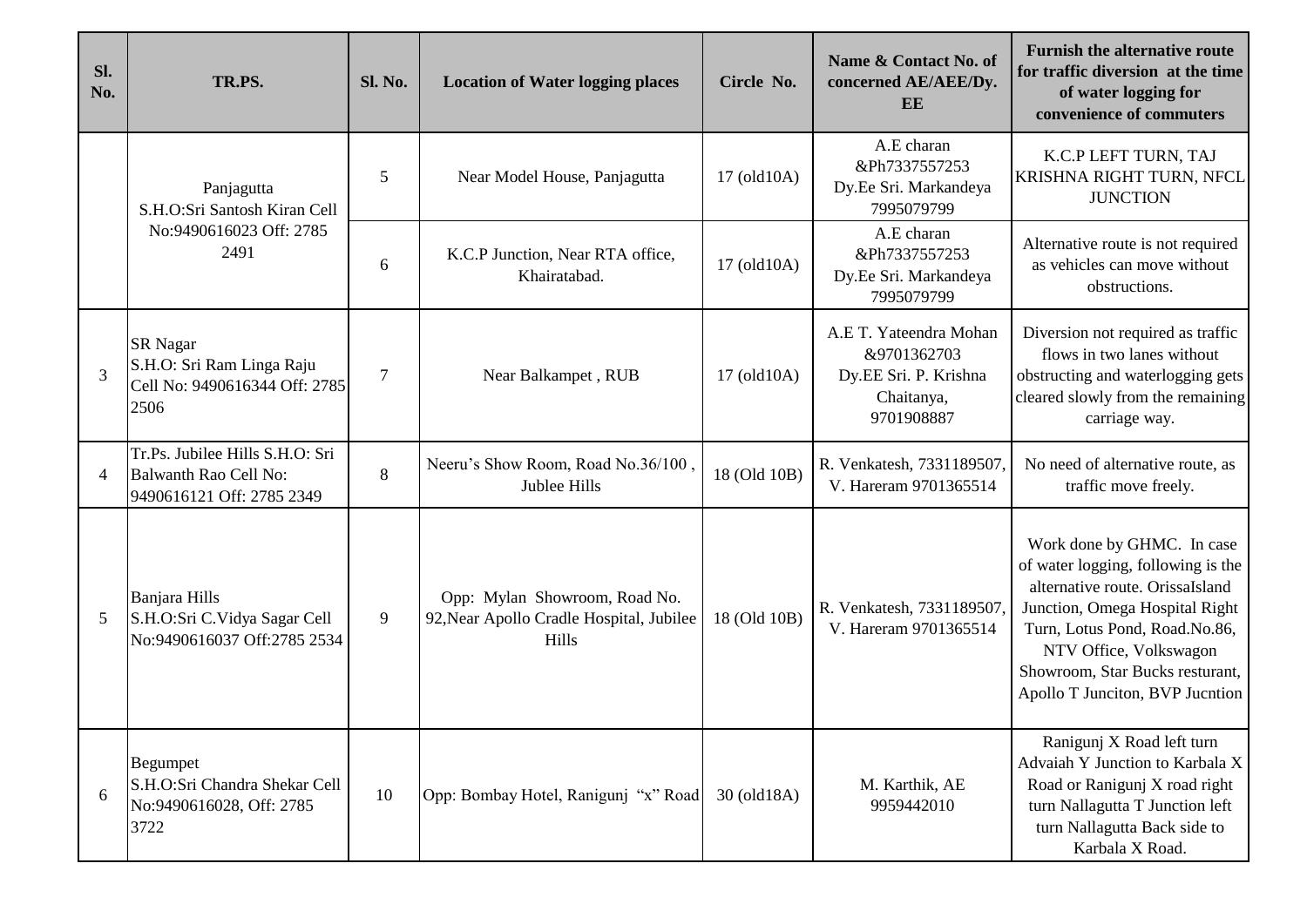| Sl. No. | TR.PS. | Sl. No. | Location of Water logging places | Circle No. | Name & Contact No. of concerned AE/AEE/Dy. EE | Furnish the alternative route for traffic diversion at the time of water logging for convenience of commuters |
|---|---|---|---|---|---|---|
| | Panjagutta S.H.O:Sri Santosh Kiran Cell No:9490616023 Off: 2785 2491 | 5 | Near Model House, Panjagutta | 17 (old10A) | A.E charan &Ph7337557253 Dy.Ee Sri. Markandeya 7995079799 | K.C.P LEFT TURN, TAJ KRISHNA RIGHT TURN, NFCL JUNCTION |
| | | 6 | K.C.P Junction, Near RTA office, Khairatabad. | 17 (old10A) | A.E charan &Ph7337557253 Dy.Ee Sri. Markandeya 7995079799 | Alternative route is not required as vehicles can move without obstructions. |
| 3 | SR Nagar S.H.O: Sri Ram Linga Raju Cell No: 9490616344 Off: 2785 2506 | 7 | Near Balkampet , RUB | 17 (old10A) | A.E T. Yateendra Mohan &9701362703 Dy.EE Sri. P. Krishna Chaitanya, 9701908887 | Diversion not required as traffic flows in two lanes without obstructing and waterlogging gets cleared slowly from the remaining carriage way. |
| 4 | Tr.Ps. Jubilee Hills S.H.O: Sri Balwanth Rao Cell No: 9490616121 Off: 2785 2349 | 8 | Neeru's Show Room, Road No.36/100 , Jublee Hills | 18 (Old 10B) | R. Venkatesh, 7331189507, V. Hareram 9701365514 | No need of alternative route, as traffic move freely. |
| 5 | Banjara Hills S.H.O:Sri C.Vidya Sagar Cell No:9490616037 Off:2785 2534 | 9 | Opp: Mylan Showroom, Road No. 92,Near Apollo Cradle Hospital, Jubilee Hills | 18 (Old 10B) | R. Venkatesh, 7331189507, V. Hareram 9701365514 | Work done by GHMC. In case of water logging, following is the alternative route. OrissaIsland Junction, Omega Hospital Right Turn, Lotus Pond, Road.No.86, NTV Office, Volkswagon Showroom, Star Bucks resturant, Apollo T Junciton, BVP Jucntion |
| 6 | Begumpet S.H.O:Sri Chandra Shekar Cell No:9490616028, Off: 2785 3722 | 10 | Opp: Bombay Hotel, Ranigunj "x" Road | 30 (old18A) | M. Karthik, AE 9959442010 | Ranigunj X Road left turn Advaiah Y Junction to Karbala X Road or Ranigunj X road right turn Nallagutta T Junction left turn Nallagutta Back side to Karbala X Road. |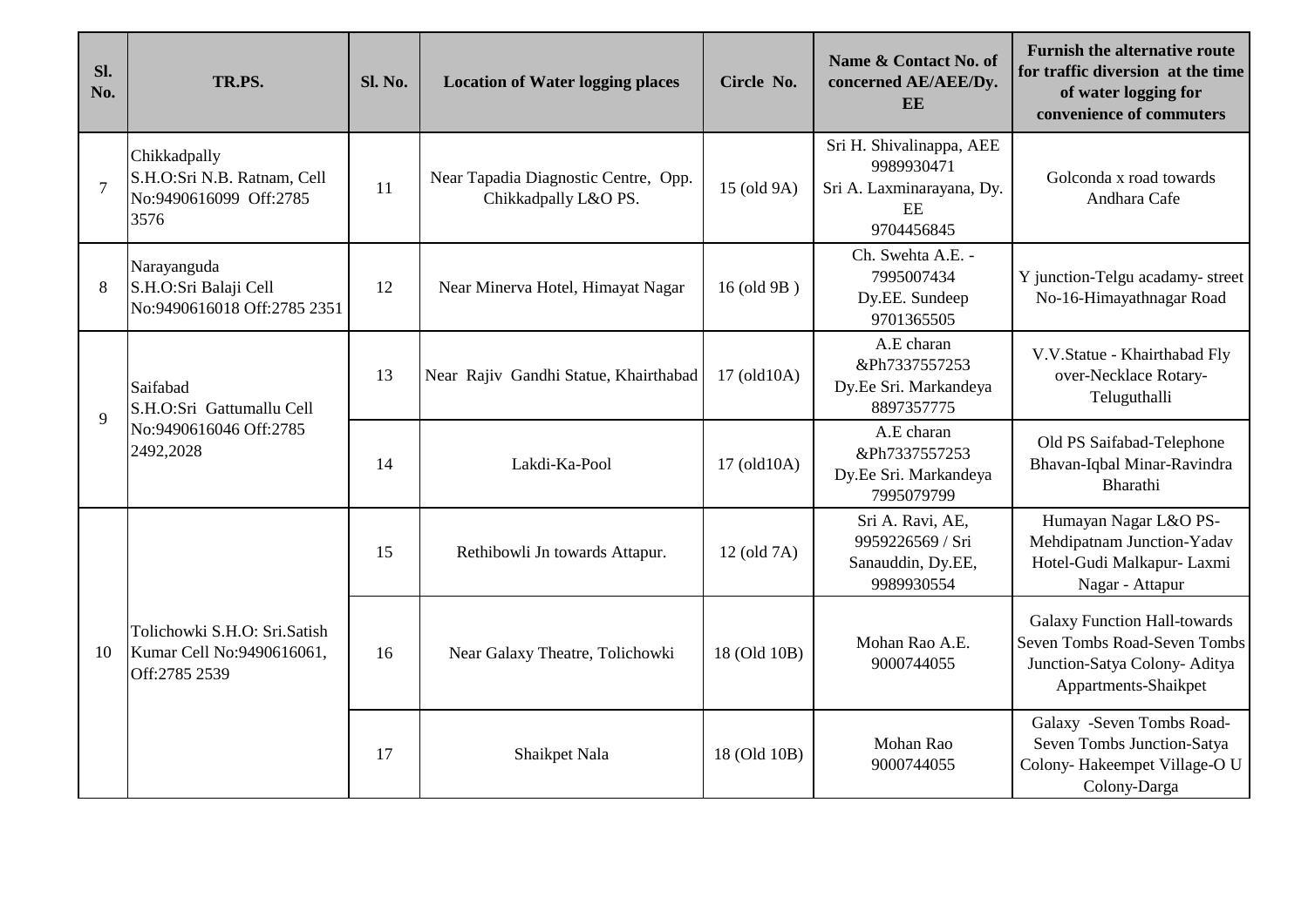| Sl. No. | TR.PS. | Sl. No. | Location of Water logging places | Circle No. | Name & Contact No. of concerned AE/AEE/Dy. EE | Furnish the alternative route for traffic diversion at the time of water logging for convenience of commuters |
|---|---|---|---|---|---|---|
| 7 | Chikkadpally S.H.O:Sri N.B. Ratnam, Cell No:9490616099 Off:2785 3576 | 11 | Near Tapadia Diagnostic Centre, Opp. Chikkadpally L&O PS. | 15 (old 9A) | Sri H. Shivalinappa, AEE 9989930471 Sri A. Laxminarayana, Dy. EE 9704456845 | Golconda x road towards Andhara Cafe |
| 8 | Narayanguda S.H.O:Sri Balaji Cell No:9490616018 Off:2785 2351 | 12 | Near Minerva Hotel, Himayat Nagar | 16 (old 9B ) | Ch. Swehta A.E. - 7995007434 Dy.EE. Sundeep 9701365505 | Y junction-Telgu acadamy- street No-16-Himayathnagar Road |
| 9 | Saifabad S.H.O:Sri Gattumallu Cell No:9490616046 Off:2785 2492,2028 | 13 | Near Rajiv Gandhi Statue, Khairthabad | 17 (old10A) | A.E charan &Ph7337557253 Dy.Ee Sri. Markandeya 8897357775 | V.V.Statue - Khairthabad Fly over-Necklace Rotary-Teluguthalli |
| | | 14 | Lakdi-Ka-Pool | 17 (old10A) | A.E charan &Ph7337557253 Dy.Ee Sri. Markandeya 7995079799 | Old PS Saifabad-Telephone Bhavan-Iqbal Minar-Ravindra Bharathi |
| 10 | Tolichowki S.H.O: Sri.Satish Kumar Cell No:9490616061, Off:2785 2539 | 15 | Rethibowli Jn towards Attapur. | 12 (old 7A) | Sri A. Ravi, AE, 9959226569 / Sri Sanauddin, Dy.EE, 9989930554 | Humayan Nagar L&O PS-Mehdipatnam Junction-Yadav Hotel-Gudi Malkapur- Laxmi Nagar - Attapur |
| | | 16 | Near Galaxy Theatre, Tolichowki | 18 (Old 10B) | Mohan Rao A.E. 9000744055 | Galaxy Function Hall-towards Seven Tombs Road-Seven Tombs Junction-Satya Colony- Aditya Appartments-Shaikpet |
| | | 17 | Shaikpet Nala | 18 (Old 10B) | Mohan Rao 9000744055 | Galaxy -Seven Tombs Road-Seven Tombs Junction-Satya Colony- Hakeempet Village-O U Colony-Darga |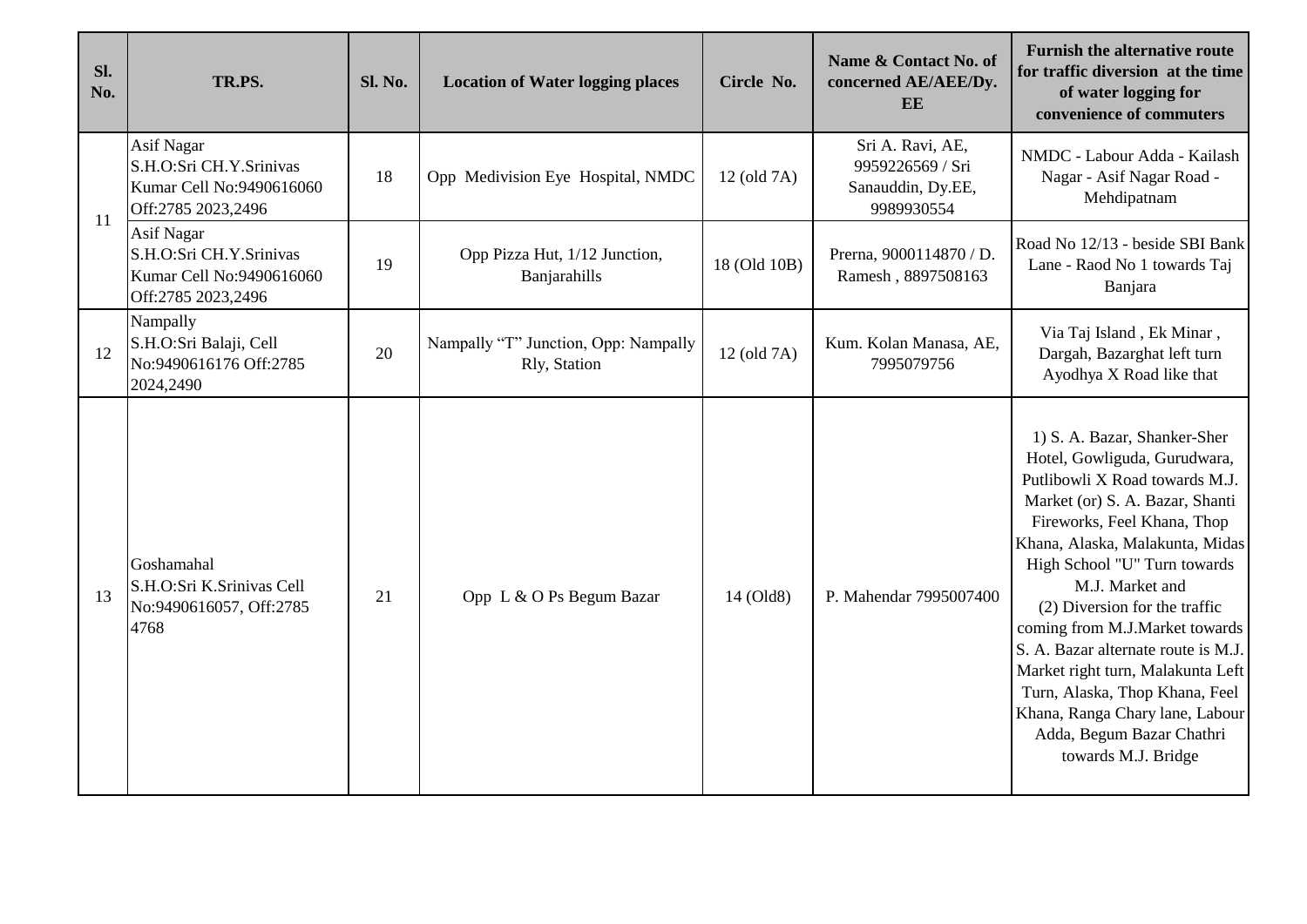| Sl. No. | TR.PS. | Sl. No. | Location of Water logging places | Circle No. | Name & Contact No. of concerned AE/AEE/Dy. EE | Furnish the alternative route for traffic diversion at the time of water logging for convenience of commuters |
|---|---|---|---|---|---|---|
| 11 | Asif Nagar S.H.O:Sri CH.Y.Srinivas Kumar Cell No:9490616060 Off:2785 2023,2496 | 18 | Opp Medivision Eye Hospital, NMDC | 12 (old 7A) | Sri A. Ravi, AE, 9959226569 / Sri Sanauddin, Dy.EE, 9989930554 | NMDC - Labour Adda - Kailash Nagar - Asif Nagar Road - Mehdipatnam |
| | Asif Nagar S.H.O:Sri CH.Y.Srinivas Kumar Cell No:9490616060 Off:2785 2023,2496 | 19 | Opp Pizza Hut, 1/12 Junction, Banjarahills | 18 (Old 10B) | Prerna, 9000114870 / D. Ramesh , 8897508163 | Road No 12/13 - beside SBI Bank Lane - Raod No 1 towards Taj Banjara |
| 12 | Nampally S.H.O:Sri Balaji, Cell No:9490616176 Off:2785 2024,2490 | 20 | Nampally "T" Junction, Opp: Nampally Rly, Station | 12 (old 7A) | Kum. Kolan Manasa, AE, 7995079756 | Via Taj Island , Ek Minar , Dargah, Bazarghat left turn Ayodhya X Road like that |
| 13 | Goshamahal S.H.O:Sri K.Srinivas Cell No:9490616057, Off:2785 4768 | 21 | Opp L & O Ps Begum Bazar | 14 (Old8) | P. Mahendar 7995007400 | 1) S. A. Bazar, Shanker-Sher Hotel, Gowliguda, Gurudwara, Putlibowli X Road towards M.J. Market (or) S. A. Bazar, Shanti Fireworks, Feel Khana, Thop Khana, Alaska, Malakunta, Midas High School "U" Turn towards M.J. Market and (2) Diversion for the traffic coming from M.J.Market towards S. A. Bazar alternate route is M.J. Market right turn, Malakunta Left Turn, Alaska, Thop Khana, Feel Khana, Ranga Chary lane, Labour Adda, Begum Bazar Chathri towards M.J. Bridge |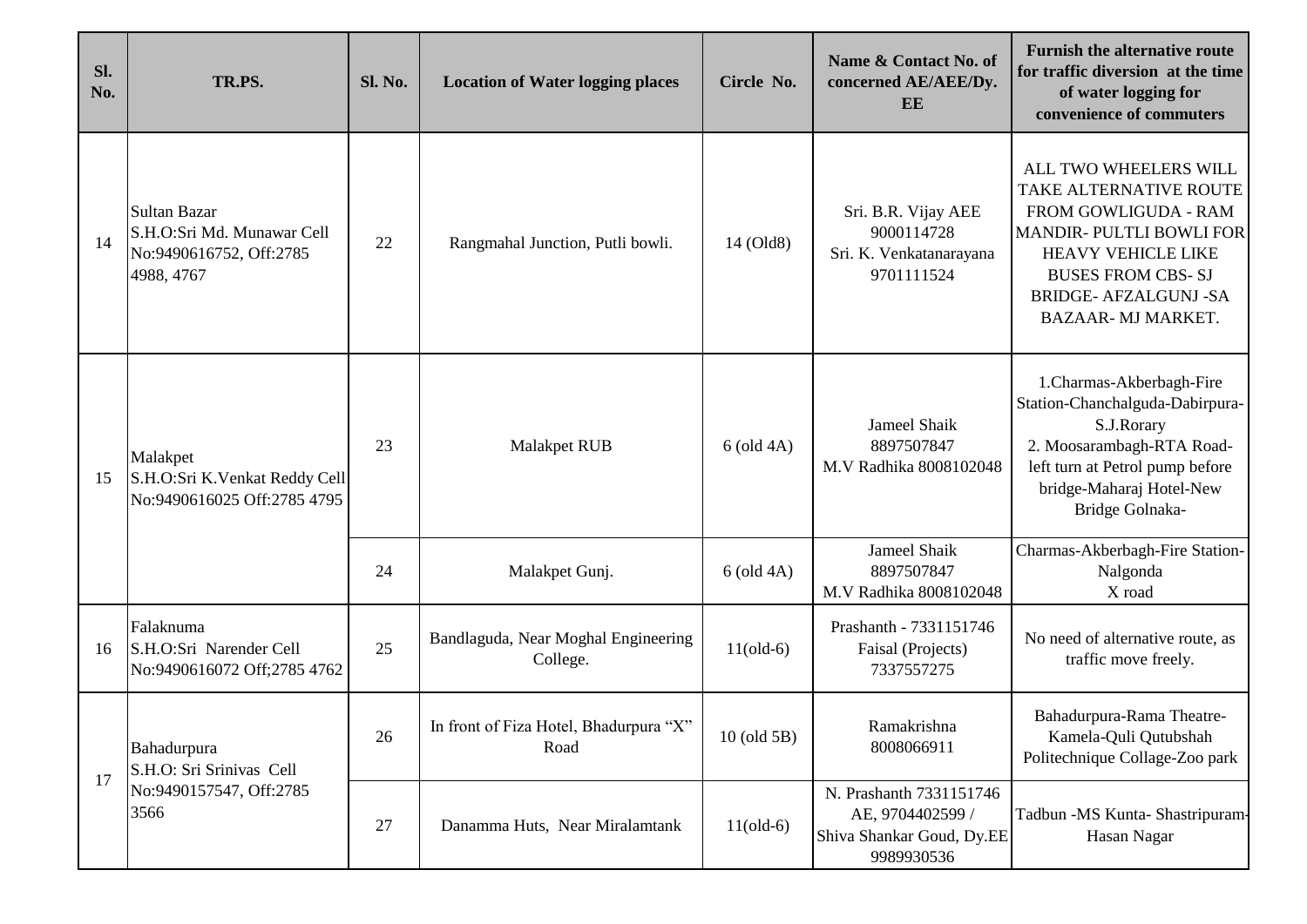| Sl. No. | TR.PS. | Sl. No. | Location of Water logging places | Circle No. | Name & Contact No. of concerned AE/AEE/Dy. EE | Furnish the alternative route for traffic diversion at the time of water logging for convenience of commuters |
|---|---|---|---|---|---|---|
| 14 | Sultan Bazar S.H.O:Sri Md. Munawar Cell No:9490616752, Off:2785 4988, 4767 | 22 | Rangmahal Junction, Putli bowli. | 14 (Old8) | Sri. B.R. Vijay AEE 9000114728 Sri. K. Venkatanarayana 9701111524 | ALL TWO WHEELERS WILL TAKE ALTERNATIVE ROUTE FROM GOWLIGUDA - RAM MANDIR- PULTLI BOWLI FOR HEAVY VEHICLE LIKE BUSES FROM CBS- SJ BRIDGE- AFZALGUNJ -SA BAZAAR- MJ MARKET. |
| 15 | Malakpet S.H.O:Sri K.Venkat Reddy Cell No:9490616025 Off:2785 4795 | 23 | Malakpet RUB | 6 (old 4A) | Jameel Shaik 8897507847 M.V Radhika 8008102048 | 1.Charmas-Akberbagh-Fire Station-Chanchalguda-Dabirpura-S.J.Rorary 2. Moosarambagh-RTA Road-left turn at Petrol pump before bridge-Maharaj Hotel-New Bridge Golnaka- |
| | | 24 | Malakpet Gunj. | 6 (old 4A) | Jameel Shaik 8897507847 M.V Radhika 8008102048 | Charmas-Akberbagh-Fire Station-Nalgonda X road |
| 16 | Falaknuma S.H.O:Sri Narender Cell No:9490616072 Off;2785 4762 | 25 | Bandlaguda, Near Moghal Engineering College. | 11(old-6) | Prashanth - 7331151746 Faisal (Projects) 7337557275 | No need of alternative route, as traffic move freely. |
| 17 | Bahadurpura S.H.O: Sri Srinivas Cell No:9490157547, Off:2785 3566 | 26 | In front of Fiza Hotel, Bhadurpura "X" Road | 10 (old 5B) | Ramakrishna 8008066911 | Bahadurpura-Rama Theatre-Kamela-Quli Qutubshah Politechnique Collage-Zoo park |
| | | 27 | Danamma Huts, Near Miralamtank | 11(old-6) | N. Prashanth 7331151746 AE, 9704402599 / Shiva Shankar Goud, Dy.EE 9989930536 | Tadbun -MS Kunta- Shastripuram-Hasan Nagar |